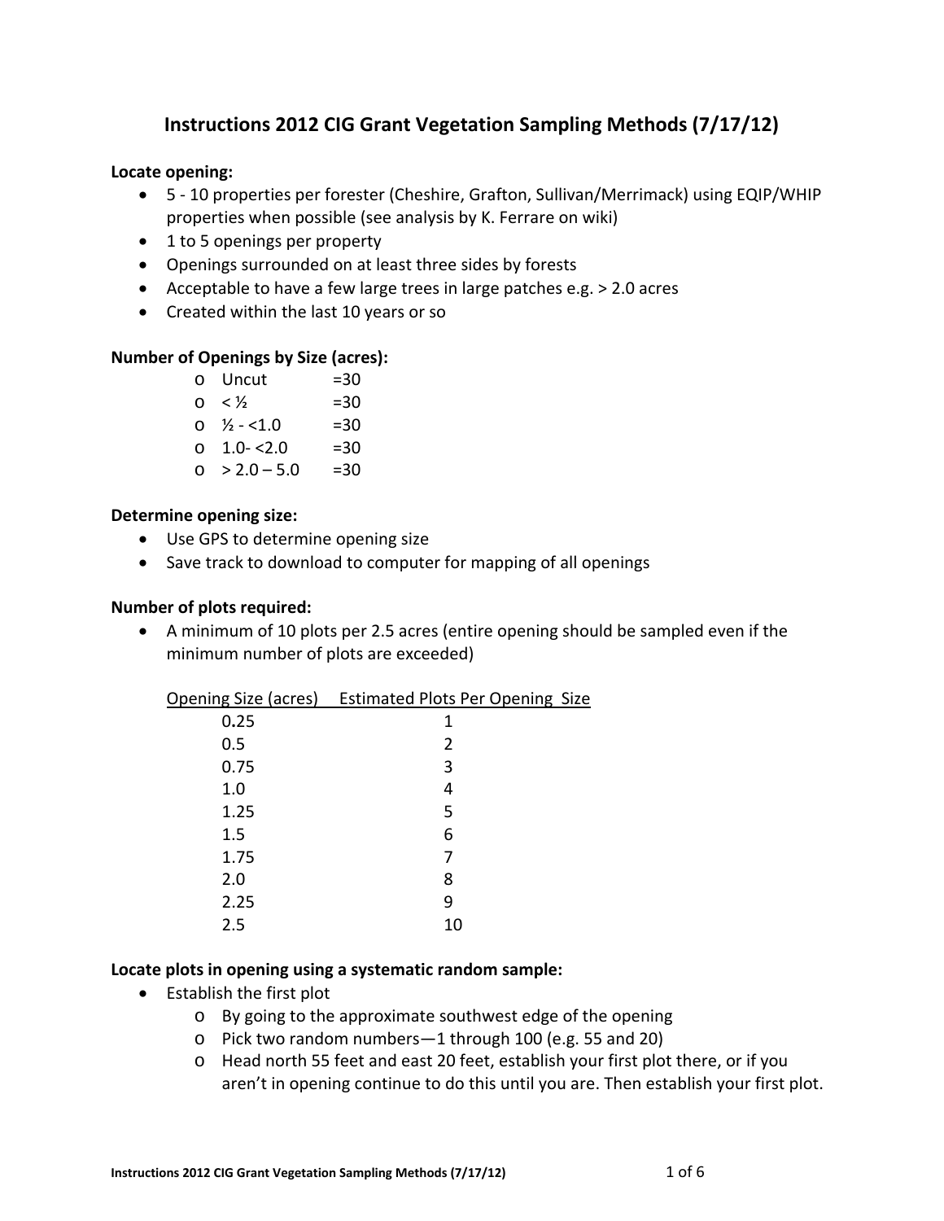# Instructions 2012 CIG Grant Vegetation Sampling Methods (7/17/12)

**Locate opening:**

- 5 - 10 properties per forester (Cheshire, Grafton, Sullivan/Merrimack) using EQIP/WHIP properties when possible (see analysis by K. Ferrare on wiki)
- 1 to 5 openings per property
- Openings surrounded on at least three sides by forests
- Acceptable to have a few large trees in large patches e.g. > 2.0 acres
- Created within the last 10 years or so

**Number of Openings by Size (acres):**

- Uncut =30
- < ½ =30
- ½ - <1.0 =30
- 1.0- <2.0 =30
- > 2.0 – 5.0 =30

**Determine opening size:**

- Use GPS to determine opening size
- Save track to download to computer for mapping of all openings

**Number of plots required:**

- A minimum of 10 plots per 2.5 acres (entire opening should be sampled even if the minimum number of plots are exceeded)

| Opening Size (acres) | Estimated Plots Per Opening Size |
|---|---|
| 0.25 | 1 |
| 0.5 | 2 |
| 0.75 | 3 |
| 1.0 | 4 |
| 1.25 | 5 |
| 1.5 | 6 |
| 1.75 | 7 |
| 2.0 | 8 |
| 2.25 | 9 |
| 2.5 | 10 |

**Locate plots in opening using a systematic random sample:**

- Establish the first plot
  - By going to the approximate southwest edge of the opening
  - Pick two random numbers—1 through 100 (e.g. 55 and 20)
  - Head north 55 feet and east 20 feet, establish your first plot there, or if you aren't in opening continue to do this until you are. Then establish your first plot.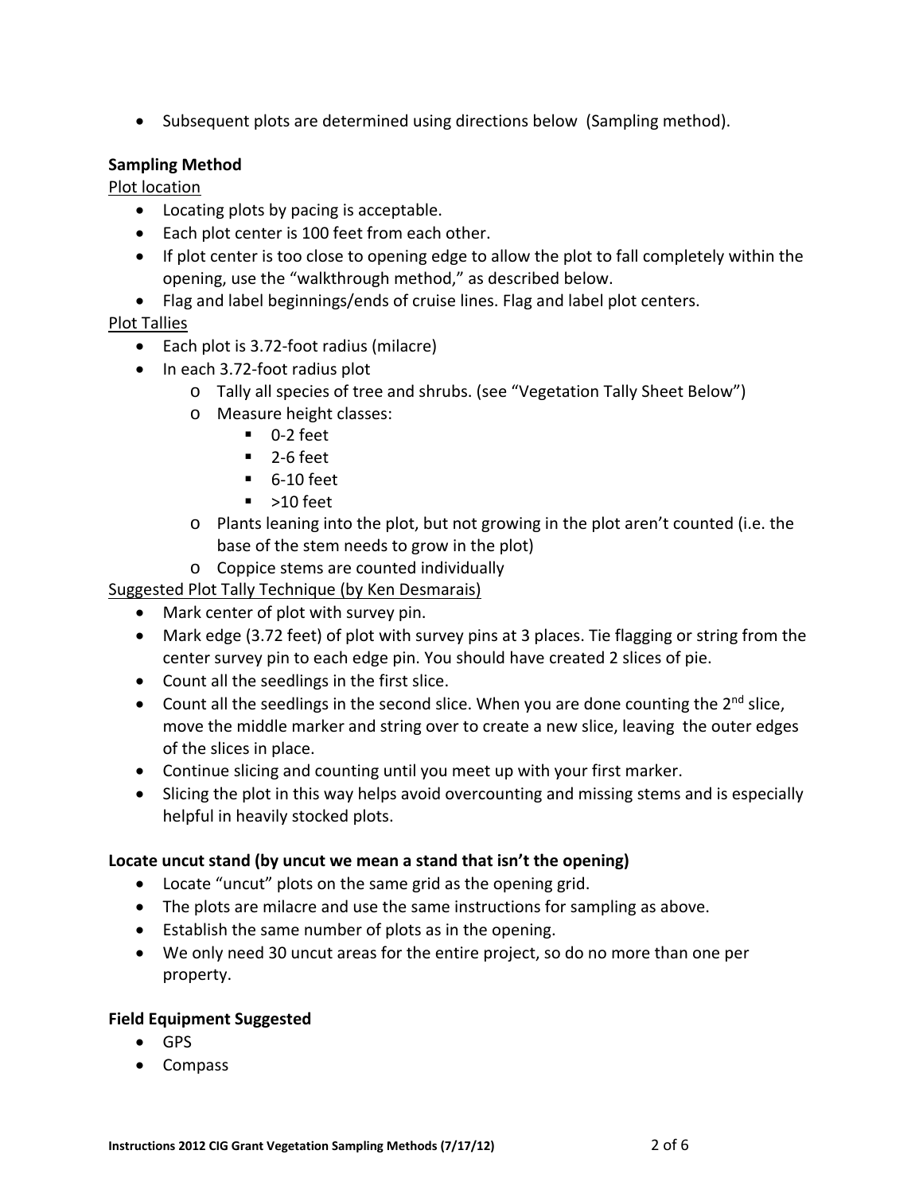- Subsequent plots are determined using directions below (Sampling method).

**Sampling Method**

Plot location

- Locating plots by pacing is acceptable.
- Each plot center is 100 feet from each other.
- If plot center is too close to opening edge to allow the plot to fall completely within the opening, use the "walkthrough method," as described below.
- Flag and label beginnings/ends of cruise lines. Flag and label plot centers.

Plot Tallies

- Each plot is 3.72-foot radius (milacre)
- In each 3.72-foot radius plot
  - Tally all species of tree and shrubs. (see "Vegetation Tally Sheet Below")
  - Measure height classes:
    - 0-2 feet
    - 2-6 feet
    - 6-10 feet
    - >10 feet
  - Plants leaning into the plot, but not growing in the plot aren't counted (i.e. the base of the stem needs to grow in the plot)
  - Coppice stems are counted individually

Suggested Plot Tally Technique (by Ken Desmarais)

- Mark center of plot with survey pin.
- Mark edge (3.72 feet) of plot with survey pins at 3 places. Tie flagging or string from the center survey pin to each edge pin. You should have created 2 slices of pie.
- Count all the seedlings in the first slice.
- Count all the seedlings in the second slice. When you are done counting the 2nd slice, move the middle marker and string over to create a new slice, leaving the outer edges of the slices in place.
- Continue slicing and counting until you meet up with your first marker.
- Slicing the plot in this way helps avoid overcounting and missing stems and is especially helpful in heavily stocked plots.

**Locate uncut stand (by uncut we mean a stand that isn't the opening)**

- Locate "uncut" plots on the same grid as the opening grid.
- The plots are milacre and use the same instructions for sampling as above.
- Establish the same number of plots as in the opening.
- We only need 30 uncut areas for the entire project, so do no more than one per property.

**Field Equipment Suggested**

- GPS
- Compass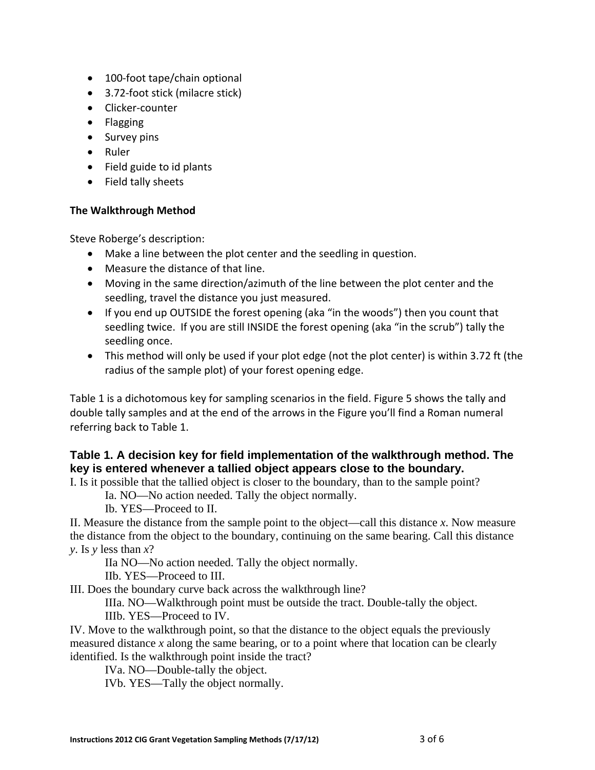- 100-foot tape/chain optional
- 3.72-foot stick (milacre stick)
- Clicker-counter
- Flagging
- Survey pins
- Ruler
- Field guide to id plants
- Field tally sheets

**The Walkthrough Method**

Steve Roberge's description:

- Make a line between the plot center and the seedling in question.
- Measure the distance of that line.
- Moving in the same direction/azimuth of the line between the plot center and the seedling, travel the distance you just measured.
- If you end up OUTSIDE the forest opening (aka "in the woods") then you count that seedling twice. If you are still INSIDE the forest opening (aka "in the scrub") tally the seedling once.
- This method will only be used if your plot edge (not the plot center) is within 3.72 ft (the radius of the sample plot) of your forest opening edge.

Table 1 is a dichotomous key for sampling scenarios in the field. Figure 5 shows the tally and double tally samples and at the end of the arrows in the Figure you'll find a Roman numeral referring back to Table 1.

### Table 1. A decision key for field implementation of the walkthrough method. The key is entered whenever a tallied object appears close to the boundary.

I. Is it possible that the tallied object is closer to the boundary, than to the sample point?

  Ia. NO—No action needed. Tally the object normally.

  Ib. YES—Proceed to II.

II. Measure the distance from the sample point to the object—call this distance $x$. Now measure the distance from the object to the boundary, continuing on the same bearing. Call this distance $y$. Is $y$ less than $x$?

  IIa NO—No action needed. Tally the object normally.

  IIb. YES—Proceed to III.

III. Does the boundary curve back across the walkthrough line?

  IIIa. NO—Walkthrough point must be outside the tract. Double-tally the object.

  IIIb. YES—Proceed to IV.

IV. Move to the walkthrough point, so that the distance to the object equals the previously measured distance $x$ along the same bearing, or to a point where that location can be clearly identified. Is the walkthrough point inside the tract?

  IVa. NO—Double-tally the object.

  IVb. YES—Tally the object normally.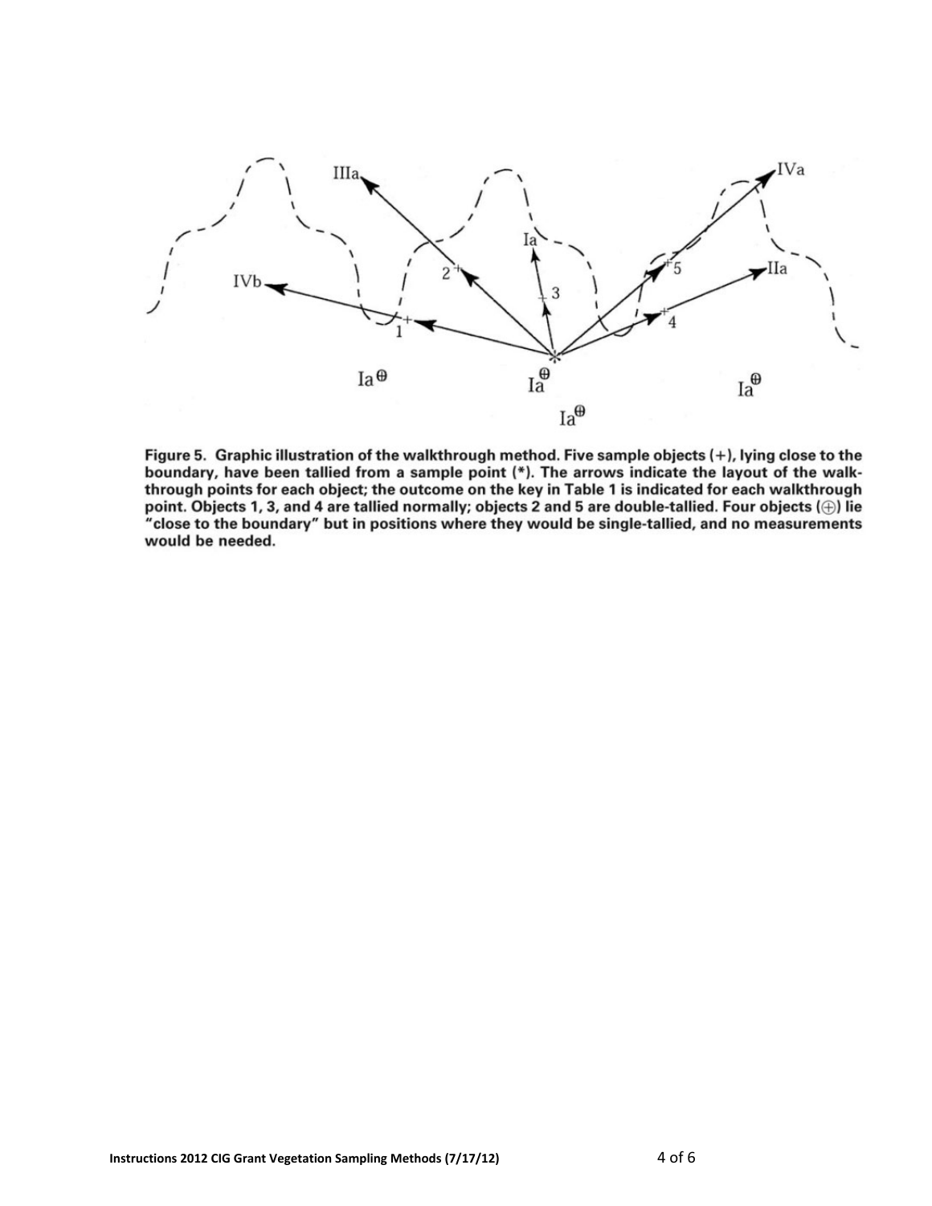Figure 5. Graphic illustration of the walkthrough method. Five sample objects (+), lying close to the boundary, have been tallied from a sample point (*). The arrows indicate the layout of the walkthrough points for each object; the outcome on the key in Table 1 is indicated for each walkthrough point. Objects 1, 3, and 4 are tallied normally; objects 2 and 5 are double-tallied. Four objects (⊕) lie "close to the boundary" but in positions where they would be single-tallied, and no measurements would be needed.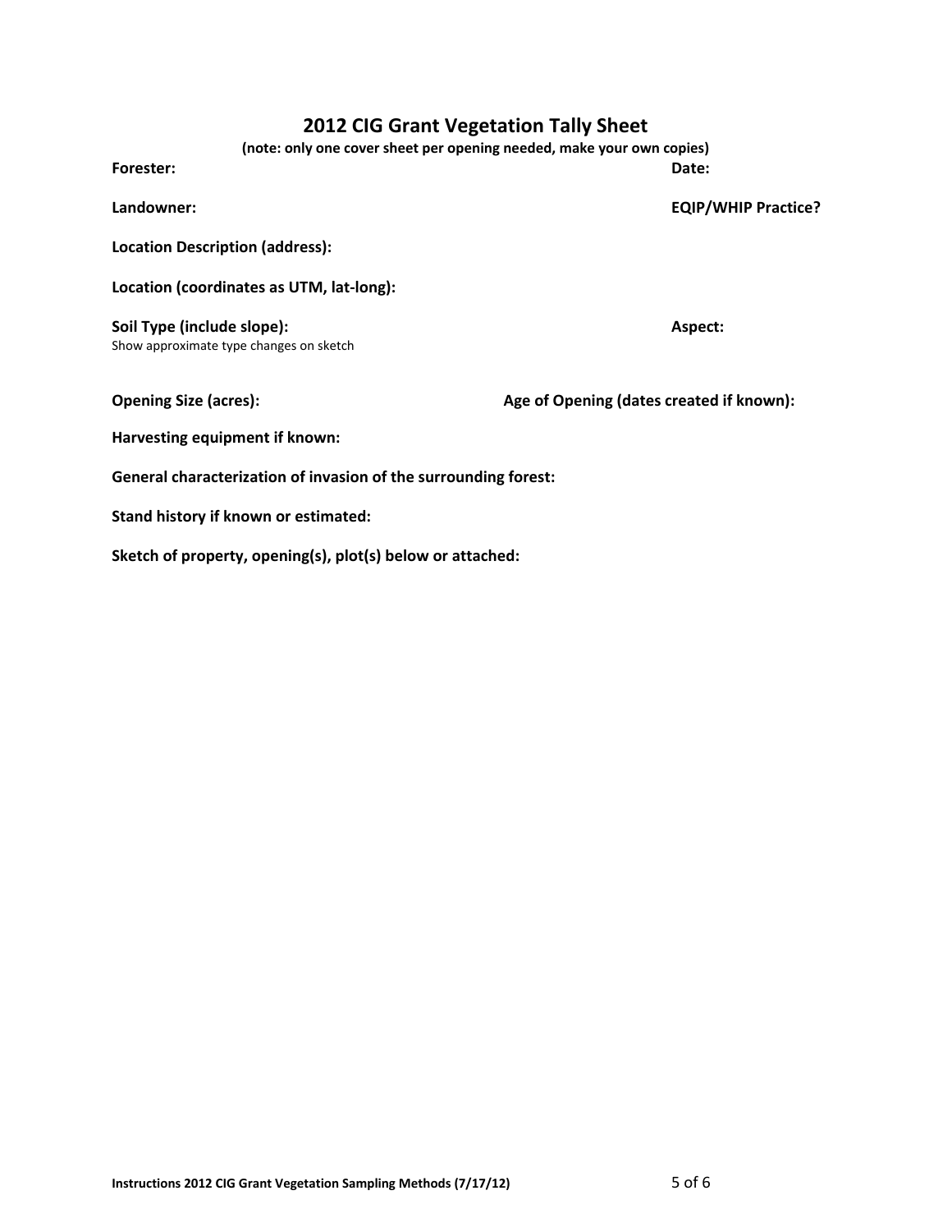# 2012 CIG Grant Vegetation Tally Sheet

**(note: only one cover sheet per opening needed, make your own copies)**

**Forester:** **Date:**

**Landowner:** **EQIP/WHIP Practice?**

**Location Description (address):**

**Location (coordinates as UTM, lat-long):**

**Soil Type (include slope):** **Aspect:**
Show approximate type changes on sketch

**Opening Size (acres):** **Age of Opening (dates created if known):**

**Harvesting equipment if known:**

**General characterization of invasion of the surrounding forest:**

**Stand history if known or estimated:**

**Sketch of property, opening(s), plot(s) below or attached:**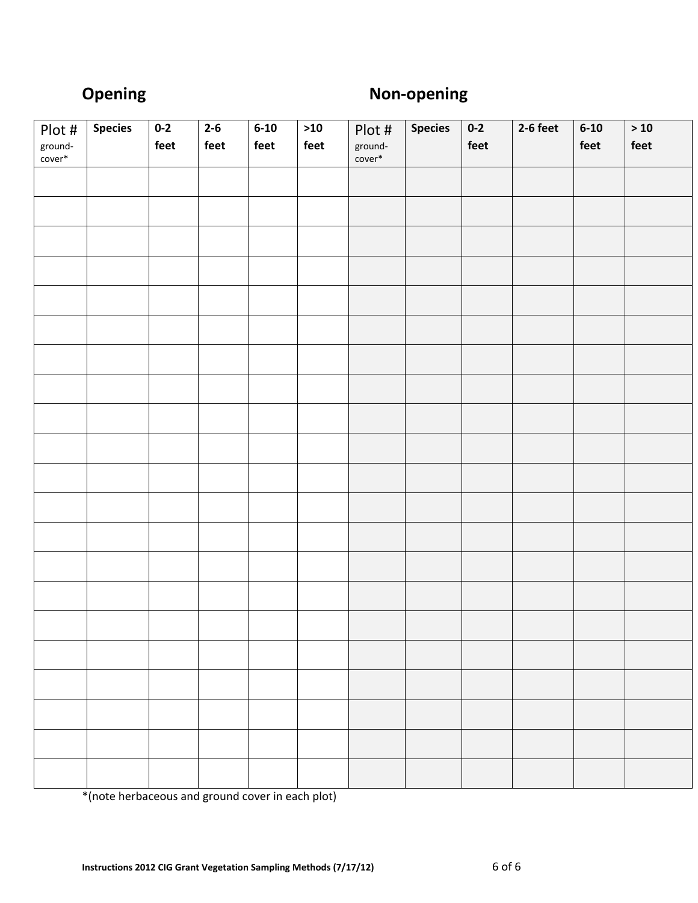**Opening** **Non-opening**

| Plot # ground-cover* | Species | 0-2 feet | 2-6 feet | 6-10 feet | >10 feet | Plot # ground-cover* | Species | 0-2 feet | 2-6 feet | 6-10 feet | > 10 feet |
|---|---|---|---|---|---|---|---|---|---|---|---|
| | | | | | | | | | | | |
| | | | | | | | | | | | |
| | | | | | | | | | | | |
| | | | | | | | | | | | |
| | | | | | | | | | | | |
| | | | | | | | | | | | |
| | | | | | | | | | | | |
| | | | | | | | | | | | |
| | | | | | | | | | | | |
| | | | | | | | | | | | |
| | | | | | | | | | | | |
| | | | | | | | | | | | |
| | | | | | | | | | | | |
| | | | | | | | | | | | |
| | | | | | | | | | | | |
| | | | | | | | | | | | |
| | | | | | | | | | | | |
| | | | | | | | | | | | |
| | | | | | | | | | | | |
| | | | | | | | | | | | |
| | | | | | | | | | | | |

*(note herbaceous and ground cover in each plot)